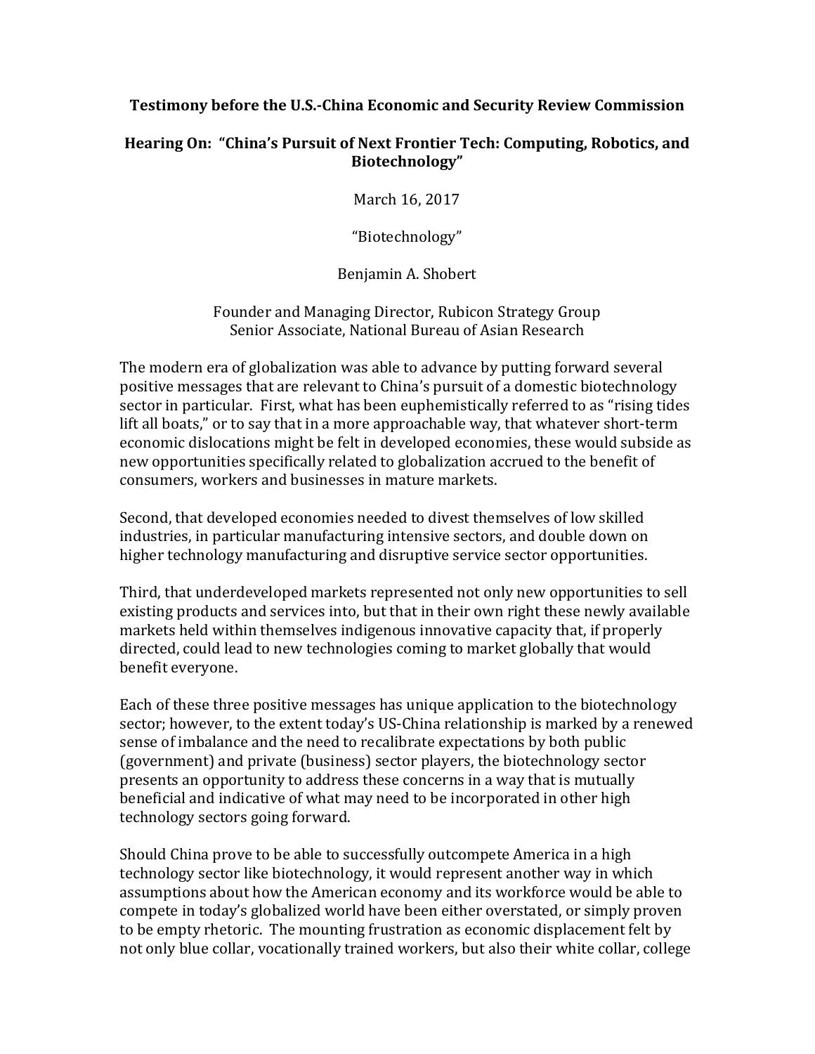**Testimony before the U.S.-China Economic and Security Review Commission**

**Hearing On: "China's Pursuit of Next Frontier Tech: Computing, Robotics, and Biotechnology"**

March 16, 2017

"Biotechnology"

Benjamin A. Shobert

Founder and Managing Director, Rubicon Strategy Group
Senior Associate, National Bureau of Asian Research

The modern era of globalization was able to advance by putting forward several positive messages that are relevant to China's pursuit of a domestic biotechnology sector in particular. First, what has been euphemistically referred to as "rising tides lift all boats," or to say that in a more approachable way, that whatever short-term economic dislocations might be felt in developed economies, these would subside as new opportunities specifically related to globalization accrued to the benefit of consumers, workers and businesses in mature markets.

Second, that developed economies needed to divest themselves of low skilled industries, in particular manufacturing intensive sectors, and double down on higher technology manufacturing and disruptive service sector opportunities.

Third, that underdeveloped markets represented not only new opportunities to sell existing products and services into, but that in their own right these newly available markets held within themselves indigenous innovative capacity that, if properly directed, could lead to new technologies coming to market globally that would benefit everyone.

Each of these three positive messages has unique application to the biotechnology sector; however, to the extent today's US-China relationship is marked by a renewed sense of imbalance and the need to recalibrate expectations by both public (government) and private (business) sector players, the biotechnology sector presents an opportunity to address these concerns in a way that is mutually beneficial and indicative of what may need to be incorporated in other high technology sectors going forward.

Should China prove to be able to successfully outcompete America in a high technology sector like biotechnology, it would represent another way in which assumptions about how the American economy and its workforce would be able to compete in today's globalized world have been either overstated, or simply proven to be empty rhetoric. The mounting frustration as economic displacement felt by not only blue collar, vocationally trained workers, but also their white collar, college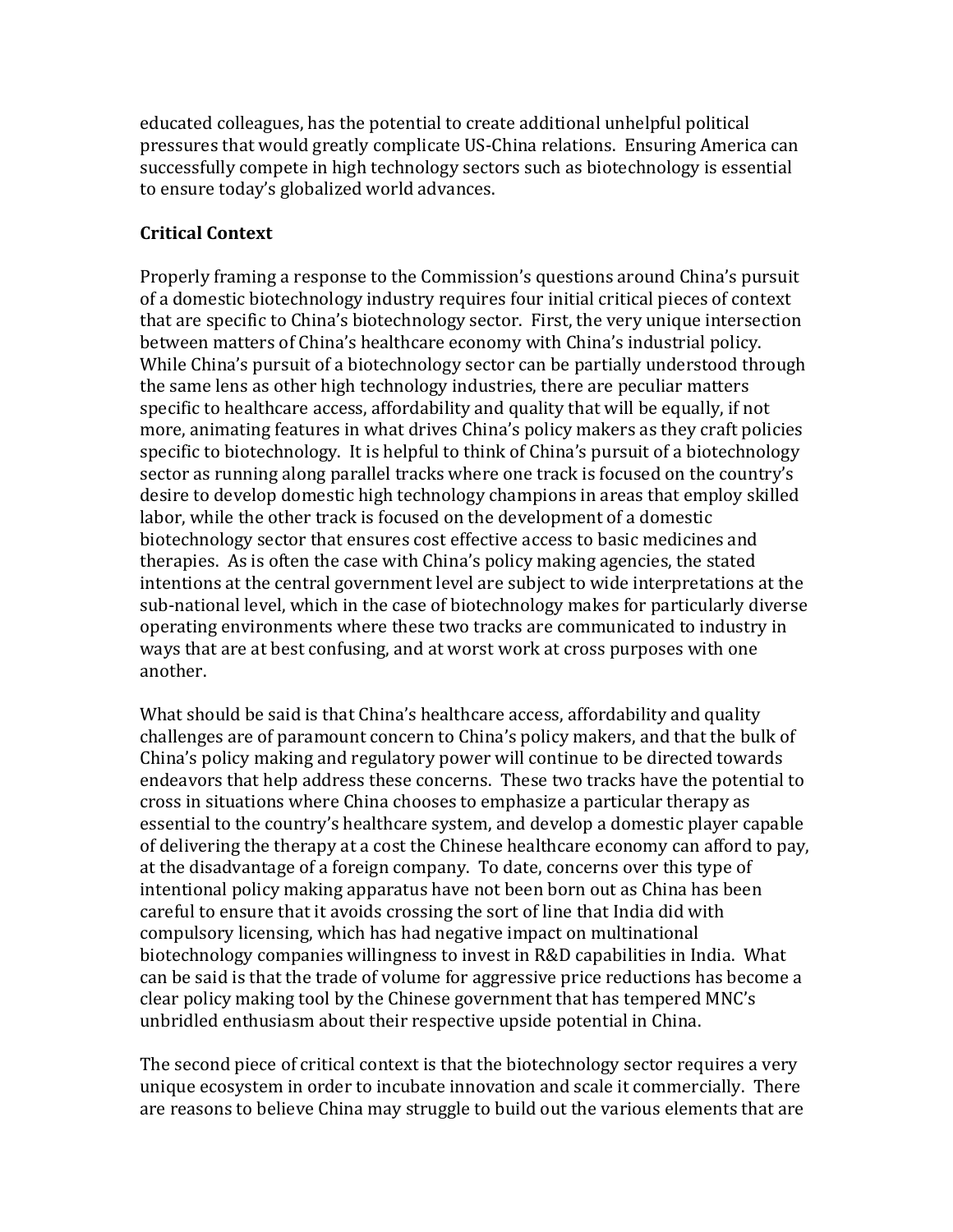educated colleagues, has the potential to create additional unhelpful political pressures that would greatly complicate US-China relations. Ensuring America can successfully compete in high technology sectors such as biotechnology is essential to ensure today's globalized world advances.

**Critical Context**

Properly framing a response to the Commission's questions around China's pursuit of a domestic biotechnology industry requires four initial critical pieces of context that are specific to China's biotechnology sector. First, the very unique intersection between matters of China's healthcare economy with China's industrial policy. While China's pursuit of a biotechnology sector can be partially understood through the same lens as other high technology industries, there are peculiar matters specific to healthcare access, affordability and quality that will be equally, if not more, animating features in what drives China's policy makers as they craft policies specific to biotechnology. It is helpful to think of China's pursuit of a biotechnology sector as running along parallel tracks where one track is focused on the country's desire to develop domestic high technology champions in areas that employ skilled labor, while the other track is focused on the development of a domestic biotechnology sector that ensures cost effective access to basic medicines and therapies. As is often the case with China's policy making agencies, the stated intentions at the central government level are subject to wide interpretations at the sub-national level, which in the case of biotechnology makes for particularly diverse operating environments where these two tracks are communicated to industry in ways that are at best confusing, and at worst work at cross purposes with one another.

What should be said is that China's healthcare access, affordability and quality challenges are of paramount concern to China's policy makers, and that the bulk of China's policy making and regulatory power will continue to be directed towards endeavors that help address these concerns. These two tracks have the potential to cross in situations where China chooses to emphasize a particular therapy as essential to the country's healthcare system, and develop a domestic player capable of delivering the therapy at a cost the Chinese healthcare economy can afford to pay, at the disadvantage of a foreign company. To date, concerns over this type of intentional policy making apparatus have not been born out as China has been careful to ensure that it avoids crossing the sort of line that India did with compulsory licensing, which has had negative impact on multinational biotechnology companies willingness to invest in R&D capabilities in India. What can be said is that the trade of volume for aggressive price reductions has become a clear policy making tool by the Chinese government that has tempered MNC's unbridled enthusiasm about their respective upside potential in China.

The second piece of critical context is that the biotechnology sector requires a very unique ecosystem in order to incubate innovation and scale it commercially. There are reasons to believe China may struggle to build out the various elements that are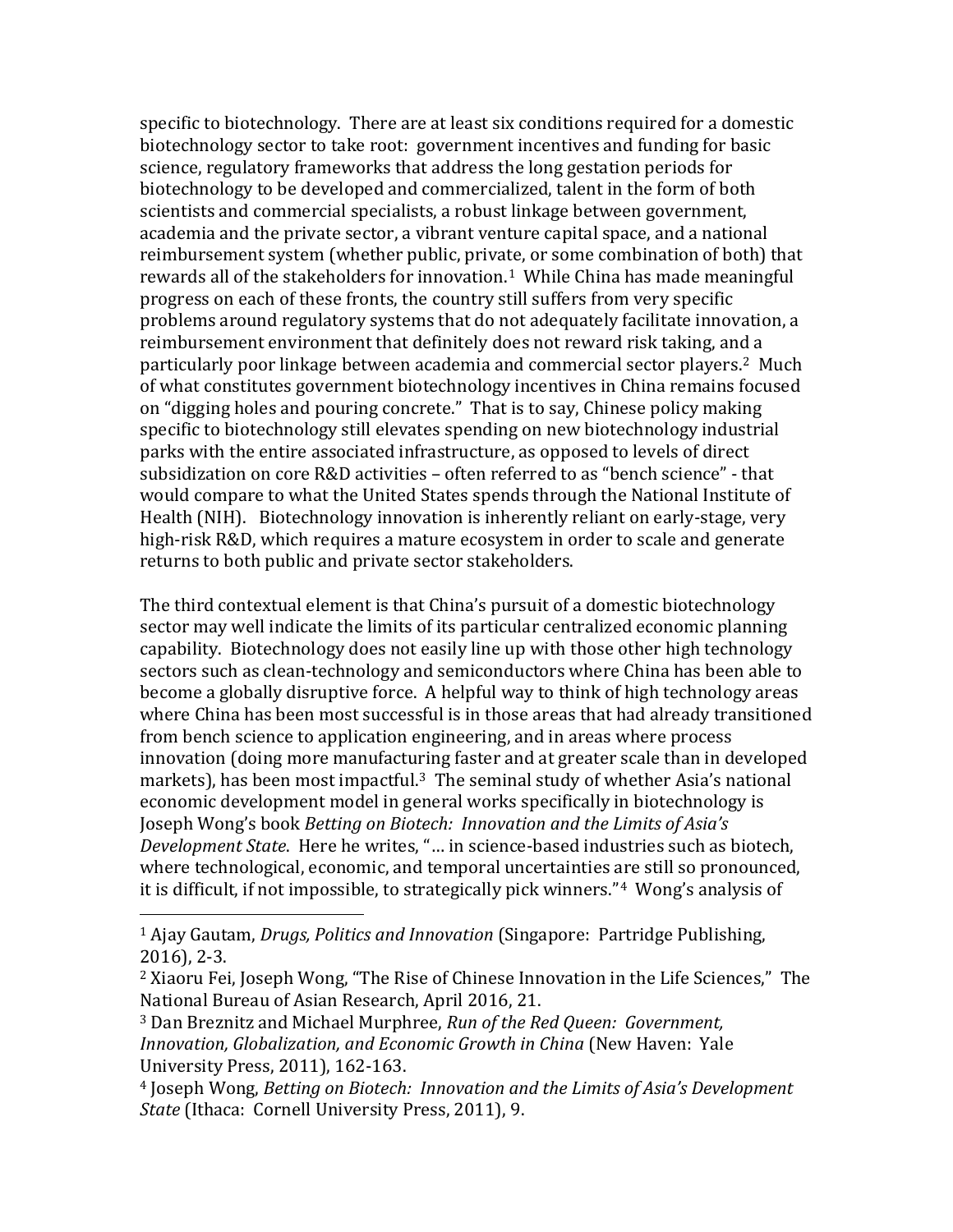specific to biotechnology. There are at least six conditions required for a domestic biotechnology sector to take root: government incentives and funding for basic science, regulatory frameworks that address the long gestation periods for biotechnology to be developed and commercialized, talent in the form of both scientists and commercial specialists, a robust linkage between government, academia and the private sector, a vibrant venture capital space, and a national reimbursement system (whether public, private, or some combination of both) that rewards all of the stakeholders for innovation.[1] While China has made meaningful progress on each of these fronts, the country still suffers from very specific problems around regulatory systems that do not adequately facilitate innovation, a reimbursement environment that definitely does not reward risk taking, and a particularly poor linkage between academia and commercial sector players.[2] Much of what constitutes government biotechnology incentives in China remains focused on "digging holes and pouring concrete." That is to say, Chinese policy making specific to biotechnology still elevates spending on new biotechnology industrial parks with the entire associated infrastructure, as opposed to levels of direct subsidization on core R&D activities – often referred to as "bench science" - that would compare to what the United States spends through the National Institute of Health (NIH). Biotechnology innovation is inherently reliant on early-stage, very high-risk R&D, which requires a mature ecosystem in order to scale and generate returns to both public and private sector stakeholders.

The third contextual element is that China's pursuit of a domestic biotechnology sector may well indicate the limits of its particular centralized economic planning capability. Biotechnology does not easily line up with those other high technology sectors such as clean-technology and semiconductors where China has been able to become a globally disruptive force. A helpful way to think of high technology areas where China has been most successful is in those areas that had already transitioned from bench science to application engineering, and in areas where process innovation (doing more manufacturing faster and at greater scale than in developed markets), has been most impactful.[3] The seminal study of whether Asia's national economic development model in general works specifically in biotechnology is Joseph Wong's book *Betting on Biotech: Innovation and the Limits of Asia's Development State*. Here he writes, "… in science-based industries such as biotech, where technological, economic, and temporal uncertainties are still so pronounced, it is difficult, if not impossible, to strategically pick winners."[4] Wong's analysis of

---

[1] Ajay Gautam, *Drugs, Politics and Innovation* (Singapore: Partridge Publishing, 2016), 2-3.

[2] Xiaoru Fei, Joseph Wong, "The Rise of Chinese Innovation in the Life Sciences," The National Bureau of Asian Research, April 2016, 21.

[3] Dan Breznitz and Michael Murphree, *Run of the Red Queen: Government, Innovation, Globalization, and Economic Growth in China* (New Haven: Yale University Press, 2011), 162-163.

[4] Joseph Wong, *Betting on Biotech: Innovation and the Limits of Asia's Development State* (Ithaca: Cornell University Press, 2011), 9.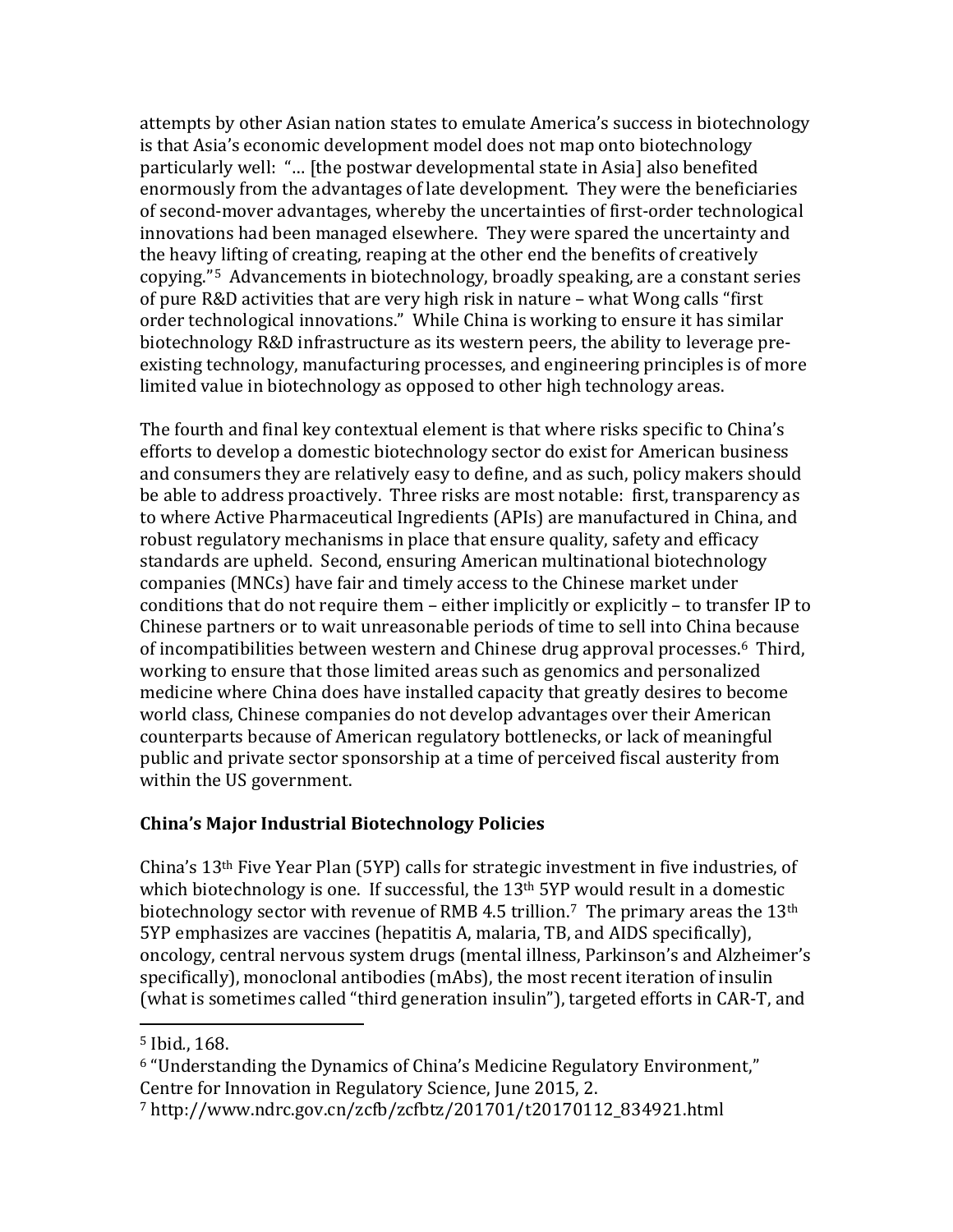attempts by other Asian nation states to emulate America's success in biotechnology is that Asia's economic development model does not map onto biotechnology particularly well: "… [the postwar developmental state in Asia] also benefited enormously from the advantages of late development. They were the beneficiaries of second-mover advantages, whereby the uncertainties of first-order technological innovations had been managed elsewhere. They were spared the uncertainty and the heavy lifting of creating, reaping at the other end the benefits of creatively copying."[5] Advancements in biotechnology, broadly speaking, are a constant series of pure R&D activities that are very high risk in nature – what Wong calls "first order technological innovations." While China is working to ensure it has similar biotechnology R&D infrastructure as its western peers, the ability to leverage pre-existing technology, manufacturing processes, and engineering principles is of more limited value in biotechnology as opposed to other high technology areas.

The fourth and final key contextual element is that where risks specific to China's efforts to develop a domestic biotechnology sector do exist for American business and consumers they are relatively easy to define, and as such, policy makers should be able to address proactively. Three risks are most notable: first, transparency as to where Active Pharmaceutical Ingredients (APIs) are manufactured in China, and robust regulatory mechanisms in place that ensure quality, safety and efficacy standards are upheld. Second, ensuring American multinational biotechnology companies (MNCs) have fair and timely access to the Chinese market under conditions that do not require them – either implicitly or explicitly – to transfer IP to Chinese partners or to wait unreasonable periods of time to sell into China because of incompatibilities between western and Chinese drug approval processes.[6] Third, working to ensure that those limited areas such as genomics and personalized medicine where China does have installed capacity that greatly desires to become world class, Chinese companies do not develop advantages over their American counterparts because of American regulatory bottlenecks, or lack of meaningful public and private sector sponsorship at a time of perceived fiscal austerity from within the US government.

**China's Major Industrial Biotechnology Policies**

China's 13th Five Year Plan (5YP) calls for strategic investment in five industries, of which biotechnology is one. If successful, the 13th 5YP would result in a domestic biotechnology sector with revenue of RMB 4.5 trillion.[7] The primary areas the 13th 5YP emphasizes are vaccines (hepatitis A, malaria, TB, and AIDS specifically), oncology, central nervous system drugs (mental illness, Parkinson's and Alzheimer's specifically), monoclonal antibodies (mAbs), the most recent iteration of insulin (what is sometimes called "third generation insulin"), targeted efforts in CAR-T, and

---

[5] Ibid., 168.

[6] "Understanding the Dynamics of China's Medicine Regulatory Environment," Centre for Innovation in Regulatory Science, June 2015, 2.

[7] http://www.ndrc.gov.cn/zcfb/zcfbtz/201701/t20170112_834921.html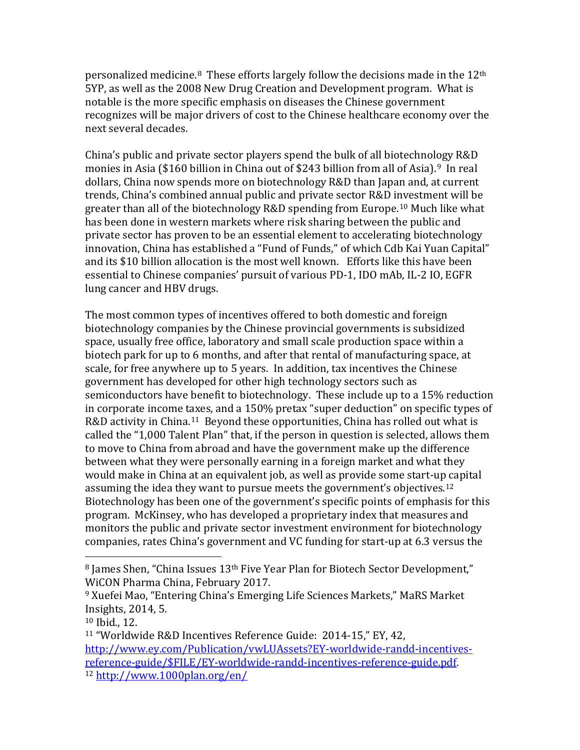personalized medicine.[8] These efforts largely follow the decisions made in the 12th 5YP, as well as the 2008 New Drug Creation and Development program. What is notable is the more specific emphasis on diseases the Chinese government recognizes will be major drivers of cost to the Chinese healthcare economy over the next several decades.

China's public and private sector players spend the bulk of all biotechnology R&D monies in Asia ($160 billion in China out of $243 billion from all of Asia).[9] In real dollars, China now spends more on biotechnology R&D than Japan and, at current trends, China's combined annual public and private sector R&D investment will be greater than all of the biotechnology R&D spending from Europe.[10] Much like what has been done in western markets where risk sharing between the public and private sector has proven to be an essential element to accelerating biotechnology innovation, China has established a "Fund of Funds," of which Cdb Kai Yuan Capital" and its $10 billion allocation is the most well known. Efforts like this have been essential to Chinese companies' pursuit of various PD-1, IDO mAb, IL-2 IO, EGFR lung cancer and HBV drugs.

The most common types of incentives offered to both domestic and foreign biotechnology companies by the Chinese provincial governments is subsidized space, usually free office, laboratory and small scale production space within a biotech park for up to 6 months, and after that rental of manufacturing space, at scale, for free anywhere up to 5 years. In addition, tax incentives the Chinese government has developed for other high technology sectors such as semiconductors have benefit to biotechnology. These include up to a 15% reduction in corporate income taxes, and a 150% pretax "super deduction" on specific types of R&D activity in China.[11] Beyond these opportunities, China has rolled out what is called the "1,000 Talent Plan" that, if the person in question is selected, allows them to move to China from abroad and have the government make up the difference between what they were personally earning in a foreign market and what they would make in China at an equivalent job, as well as provide some start-up capital assuming the idea they want to pursue meets the government's objectives.[12] Biotechnology has been one of the government's specific points of emphasis for this program. McKinsey, who has developed a proprietary index that measures and monitors the public and private sector investment environment for biotechnology companies, rates China's government and VC funding for start-up at 6.3 versus the

---

[8] James Shen, "China Issues 13th Five Year Plan for Biotech Sector Development," WiCON Pharma China, February 2017.

[9] Xuefei Mao, "Entering China's Emerging Life Sciences Markets," MaRS Market Insights, 2014, 5.

[10] Ibid., 12.

[11] "Worldwide R&D Incentives Reference Guide: 2014-15," EY, 42, http://www.ey.com/Publication/vwLUAssets?EY-worldwide-randd-incentives-reference-guide/$FILE/EY-worldwide-randd-incentives-reference-guide.pdf.

[12] http://www.1000plan.org/en/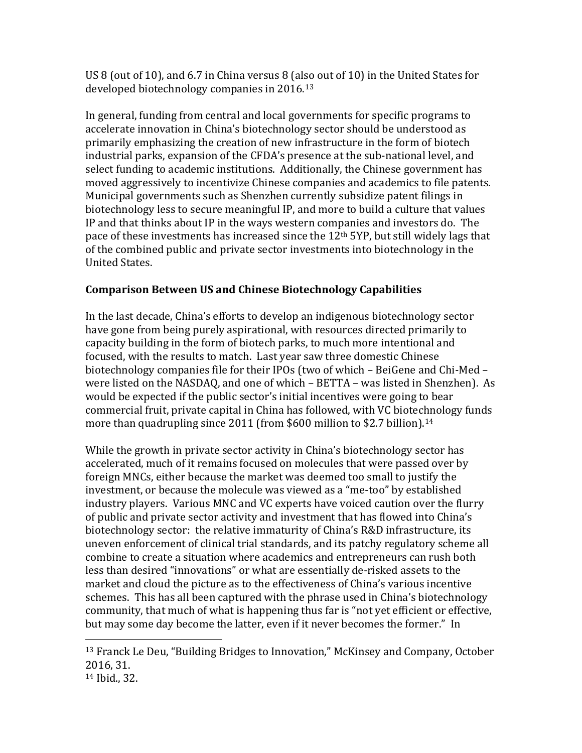US 8 (out of 10), and 6.7 in China versus 8 (also out of 10) in the United States for developed biotechnology companies in 2016.[13]

In general, funding from central and local governments for specific programs to accelerate innovation in China's biotechnology sector should be understood as primarily emphasizing the creation of new infrastructure in the form of biotech industrial parks, expansion of the CFDA's presence at the sub-national level, and select funding to academic institutions. Additionally, the Chinese government has moved aggressively to incentivize Chinese companies and academics to file patents. Municipal governments such as Shenzhen currently subsidize patent filings in biotechnology less to secure meaningful IP, and more to build a culture that values IP and that thinks about IP in the ways western companies and investors do. The pace of these investments has increased since the 12th 5YP, but still widely lags that of the combined public and private sector investments into biotechnology in the United States.

## Comparison Between US and Chinese Biotechnology Capabilities

In the last decade, China's efforts to develop an indigenous biotechnology sector have gone from being purely aspirational, with resources directed primarily to capacity building in the form of biotech parks, to much more intentional and focused, with the results to match. Last year saw three domestic Chinese biotechnology companies file for their IPOs (two of which – BeiGene and Chi-Med – were listed on the NASDAQ, and one of which – BETTA – was listed in Shenzhen). As would be expected if the public sector's initial incentives were going to bear commercial fruit, private capital in China has followed, with VC biotechnology funds more than quadrupling since 2011 (from $600 million to $2.7 billion).[14]

While the growth in private sector activity in China's biotechnology sector has accelerated, much of it remains focused on molecules that were passed over by foreign MNCs, either because the market was deemed too small to justify the investment, or because the molecule was viewed as a "me-too" by established industry players. Various MNC and VC experts have voiced caution over the flurry of public and private sector activity and investment that has flowed into China's biotechnology sector: the relative immaturity of China's R&D infrastructure, its uneven enforcement of clinical trial standards, and its patchy regulatory scheme all combine to create a situation where academics and entrepreneurs can rush both less than desired "innovations" or what are essentially de-risked assets to the market and cloud the picture as to the effectiveness of China's various incentive schemes. This has all been captured with the phrase used in China's biotechnology community, that much of what is happening thus far is "not yet efficient or effective, but may some day become the latter, even if it never becomes the former." In

---

[13] Franck Le Deu, "Building Bridges to Innovation," McKinsey and Company, October 2016, 31.

[14] Ibid., 32.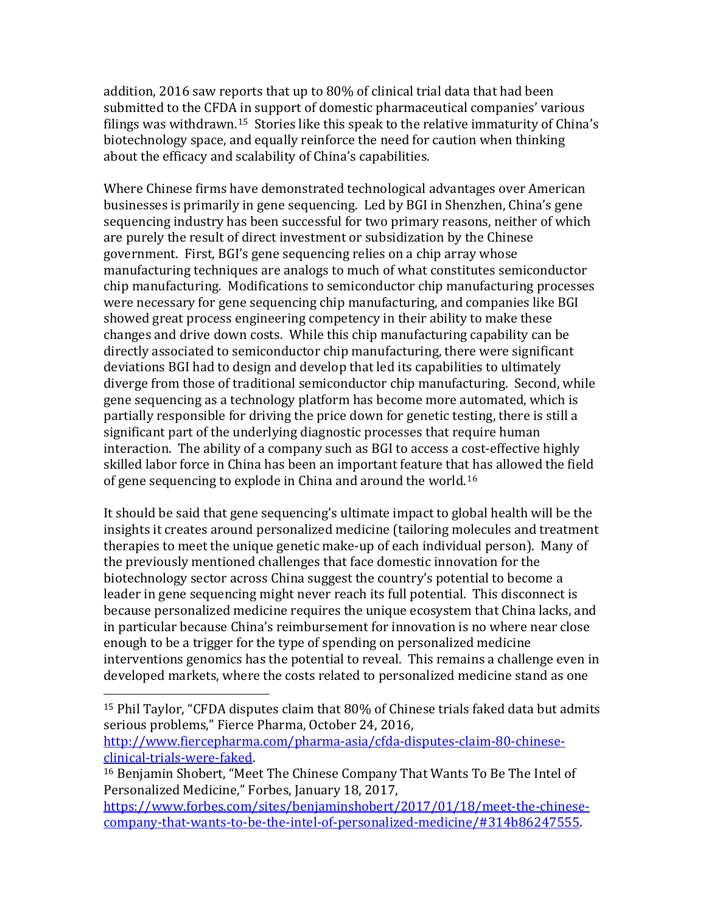addition, 2016 saw reports that up to 80% of clinical trial data that had been submitted to the CFDA in support of domestic pharmaceutical companies' various filings was withdrawn.[15] Stories like this speak to the relative immaturity of China's biotechnology space, and equally reinforce the need for caution when thinking about the efficacy and scalability of China's capabilities.

Where Chinese firms have demonstrated technological advantages over American businesses is primarily in gene sequencing. Led by BGI in Shenzhen, China's gene sequencing industry has been successful for two primary reasons, neither of which are purely the result of direct investment or subsidization by the Chinese government. First, BGI's gene sequencing relies on a chip array whose manufacturing techniques are analogs to much of what constitutes semiconductor chip manufacturing. Modifications to semiconductor chip manufacturing processes were necessary for gene sequencing chip manufacturing, and companies like BGI showed great process engineering competency in their ability to make these changes and drive down costs. While this chip manufacturing capability can be directly associated to semiconductor chip manufacturing, there were significant deviations BGI had to design and develop that led its capabilities to ultimately diverge from those of traditional semiconductor chip manufacturing. Second, while gene sequencing as a technology platform has become more automated, which is partially responsible for driving the price down for genetic testing, there is still a significant part of the underlying diagnostic processes that require human interaction. The ability of a company such as BGI to access a cost-effective highly skilled labor force in China has been an important feature that has allowed the field of gene sequencing to explode in China and around the world.[16]

It should be said that gene sequencing's ultimate impact to global health will be the insights it creates around personalized medicine (tailoring molecules and treatment therapies to meet the unique genetic make-up of each individual person). Many of the previously mentioned challenges that face domestic innovation for the biotechnology sector across China suggest the country's potential to become a leader in gene sequencing might never reach its full potential. This disconnect is because personalized medicine requires the unique ecosystem that China lacks, and in particular because China's reimbursement for innovation is no where near close enough to be a trigger for the type of spending on personalized medicine interventions genomics has the potential to reveal. This remains a challenge even in developed markets, where the costs related to personalized medicine stand as one

---

[15] Phil Taylor, "CFDA disputes claim that 80% of Chinese trials faked data but admits serious problems," Fierce Pharma, October 24, 2016, http://www.fiercepharma.com/pharma-asia/cfda-disputes-claim-80-chinese-clinical-trials-were-faked.

[16] Benjamin Shobert, "Meet The Chinese Company That Wants To Be The Intel of Personalized Medicine," Forbes, January 18, 2017, https://www.forbes.com/sites/benjaminshobert/2017/01/18/meet-the-chinese-company-that-wants-to-be-the-intel-of-personalized-medicine/#314b86247555.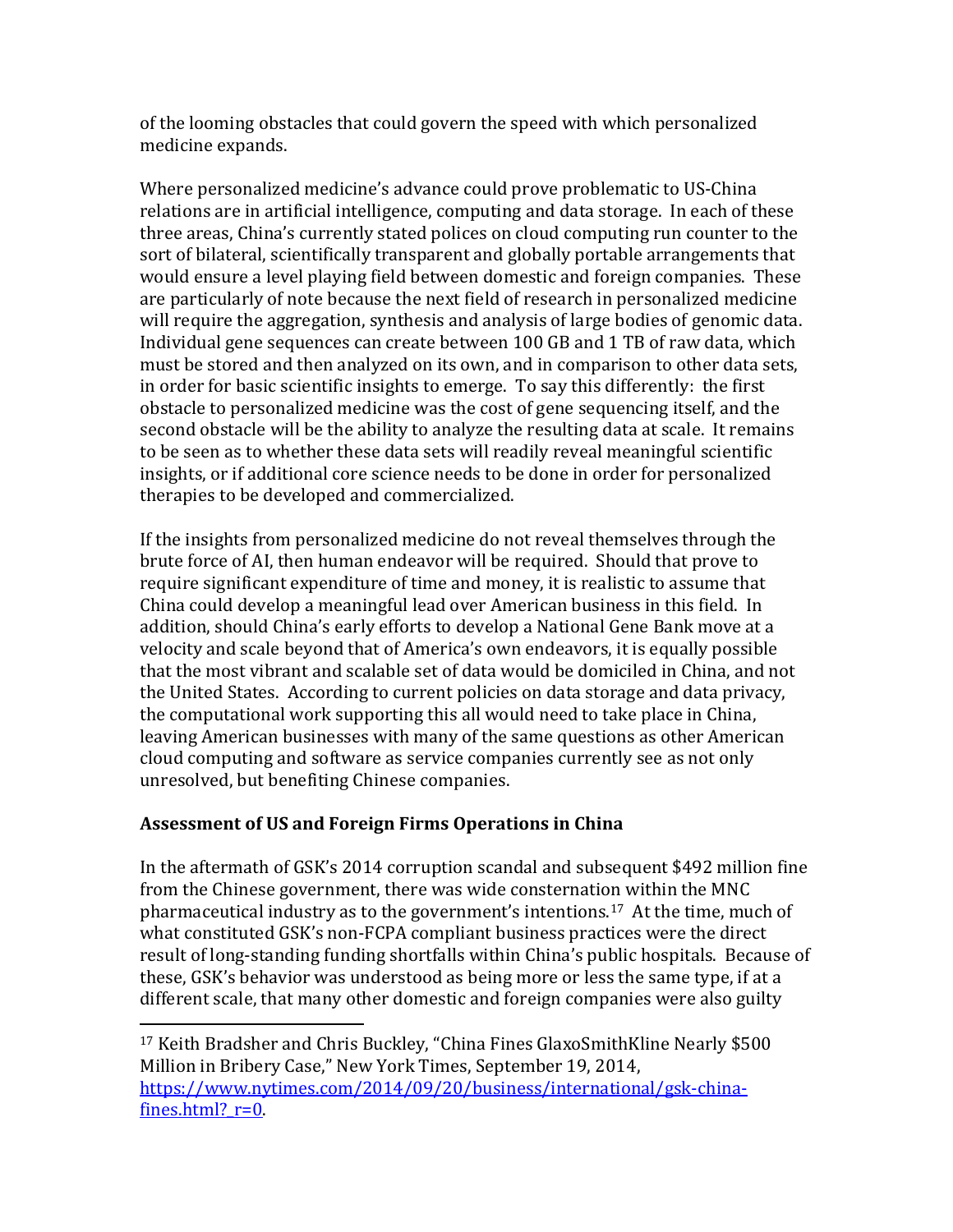of the looming obstacles that could govern the speed with which personalized medicine expands.

Where personalized medicine's advance could prove problematic to US-China relations are in artificial intelligence, computing and data storage. In each of these three areas, China's currently stated polices on cloud computing run counter to the sort of bilateral, scientifically transparent and globally portable arrangements that would ensure a level playing field between domestic and foreign companies. These are particularly of note because the next field of research in personalized medicine will require the aggregation, synthesis and analysis of large bodies of genomic data. Individual gene sequences can create between 100 GB and 1 TB of raw data, which must be stored and then analyzed on its own, and in comparison to other data sets, in order for basic scientific insights to emerge. To say this differently: the first obstacle to personalized medicine was the cost of gene sequencing itself, and the second obstacle will be the ability to analyze the resulting data at scale. It remains to be seen as to whether these data sets will readily reveal meaningful scientific insights, or if additional core science needs to be done in order for personalized therapies to be developed and commercialized.

If the insights from personalized medicine do not reveal themselves through the brute force of AI, then human endeavor will be required. Should that prove to require significant expenditure of time and money, it is realistic to assume that China could develop a meaningful lead over American business in this field. In addition, should China's early efforts to develop a National Gene Bank move at a velocity and scale beyond that of America's own endeavors, it is equally possible that the most vibrant and scalable set of data would be domiciled in China, and not the United States. According to current policies on data storage and data privacy, the computational work supporting this all would need to take place in China, leaving American businesses with many of the same questions as other American cloud computing and software as service companies currently see as not only unresolved, but benefiting Chinese companies.

## Assessment of US and Foreign Firms Operations in China

In the aftermath of GSK's 2014 corruption scandal and subsequent $492 million fine from the Chinese government, there was wide consternation within the MNC pharmaceutical industry as to the government's intentions.[17] At the time, much of what constituted GSK's non-FCPA compliant business practices were the direct result of long-standing funding shortfalls within China's public hospitals. Because of these, GSK's behavior was understood as being more or less the same type, if at a different scale, that many other domestic and foreign companies were also guilty

[17] Keith Bradsher and Chris Buckley, "China Fines GlaxoSmithKline Nearly $500 Million in Bribery Case," New York Times, September 19, 2014, https://www.nytimes.com/2014/09/20/business/international/gsk-china-fines.html?_r=0.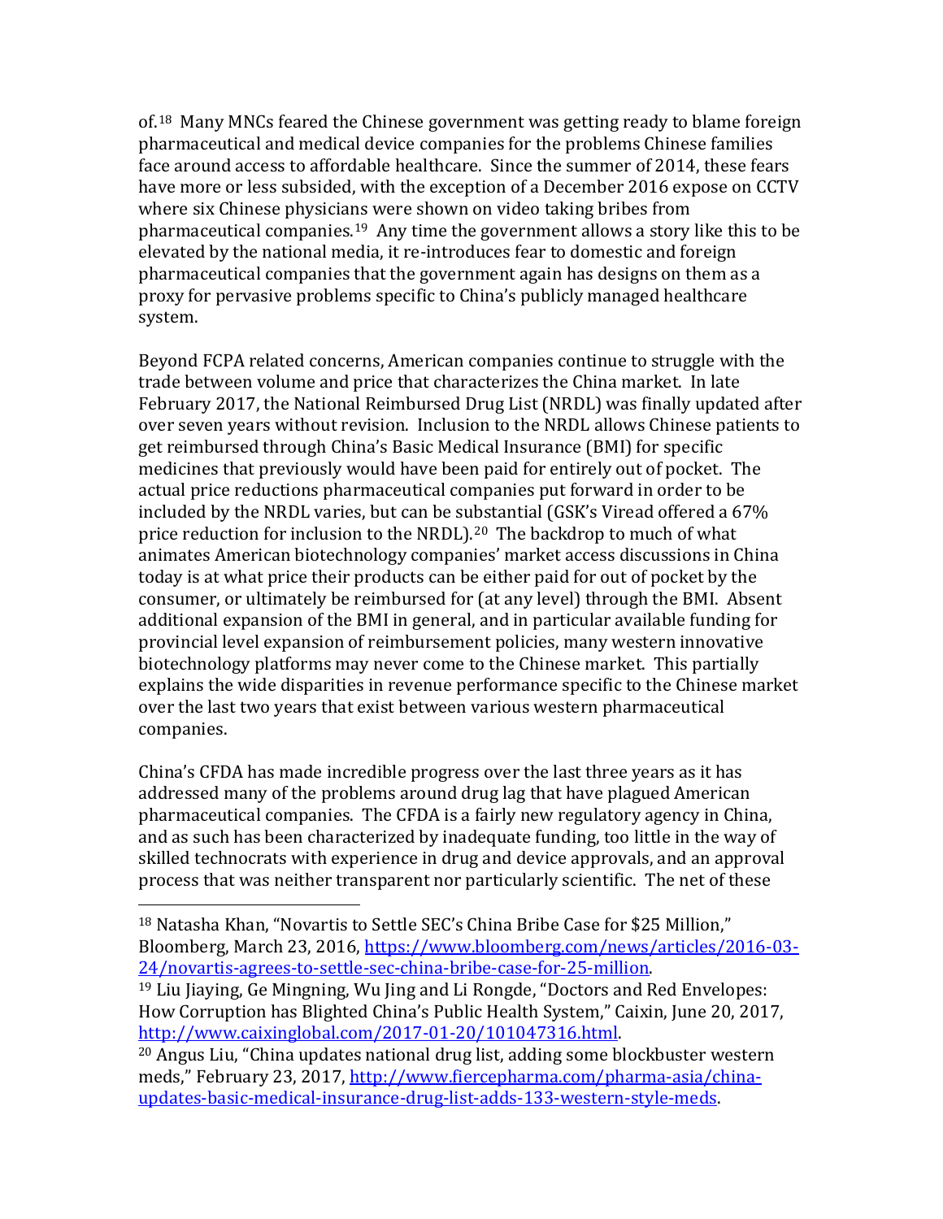of.[18] Many MNCs feared the Chinese government was getting ready to blame foreign pharmaceutical and medical device companies for the problems Chinese families face around access to affordable healthcare. Since the summer of 2014, these fears have more or less subsided, with the exception of a December 2016 expose on CCTV where six Chinese physicians were shown on video taking bribes from pharmaceutical companies.[19] Any time the government allows a story like this to be elevated by the national media, it re-introduces fear to domestic and foreign pharmaceutical companies that the government again has designs on them as a proxy for pervasive problems specific to China's publicly managed healthcare system.

Beyond FCPA related concerns, American companies continue to struggle with the trade between volume and price that characterizes the China market. In late February 2017, the National Reimbursed Drug List (NRDL) was finally updated after over seven years without revision. Inclusion to the NRDL allows Chinese patients to get reimbursed through China's Basic Medical Insurance (BMI) for specific medicines that previously would have been paid for entirely out of pocket. The actual price reductions pharmaceutical companies put forward in order to be included by the NRDL varies, but can be substantial (GSK's Viread offered a 67% price reduction for inclusion to the NRDL).[20] The backdrop to much of what animates American biotechnology companies' market access discussions in China today is at what price their products can be either paid for out of pocket by the consumer, or ultimately be reimbursed for (at any level) through the BMI. Absent additional expansion of the BMI in general, and in particular available funding for provincial level expansion of reimbursement policies, many western innovative biotechnology platforms may never come to the Chinese market. This partially explains the wide disparities in revenue performance specific to the Chinese market over the last two years that exist between various western pharmaceutical companies.

China's CFDA has made incredible progress over the last three years as it has addressed many of the problems around drug lag that have plagued American pharmaceutical companies. The CFDA is a fairly new regulatory agency in China, and as such has been characterized by inadequate funding, too little in the way of skilled technocrats with experience in drug and device approvals, and an approval process that was neither transparent nor particularly scientific. The net of these

---

[18] Natasha Khan, "Novartis to Settle SEC's China Bribe Case for $25 Million," Bloomberg, March 23, 2016, https://www.bloomberg.com/news/articles/2016-03-24/novartis-agrees-to-settle-sec-china-bribe-case-for-25-million.

[19] Liu Jiaying, Ge Mingning, Wu Jing and Li Rongde, "Doctors and Red Envelopes: How Corruption has Blighted China's Public Health System," Caixin, June 20, 2017, http://www.caixinglobal.com/2017-01-20/101047316.html.

[20] Angus Liu, "China updates national drug list, adding some blockbuster western meds," February 23, 2017, http://www.fiercepharma.com/pharma-asia/china-updates-basic-medical-insurance-drug-list-adds-133-western-style-meds.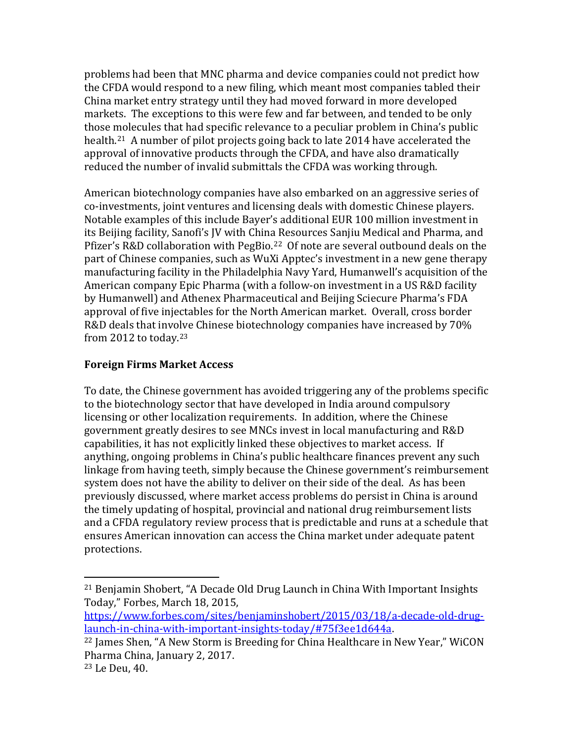problems had been that MNC pharma and device companies could not predict how the CFDA would respond to a new filing, which meant most companies tabled their China market entry strategy until they had moved forward in more developed markets. The exceptions to this were few and far between, and tended to be only those molecules that had specific relevance to a peculiar problem in China's public health.[21] A number of pilot projects going back to late 2014 have accelerated the approval of innovative products through the CFDA, and have also dramatically reduced the number of invalid submittals the CFDA was working through.

American biotechnology companies have also embarked on an aggressive series of co-investments, joint ventures and licensing deals with domestic Chinese players. Notable examples of this include Bayer's additional EUR 100 million investment in its Beijing facility, Sanofi's JV with China Resources Sanjiu Medical and Pharma, and Pfizer's R&D collaboration with PegBio.[22] Of note are several outbound deals on the part of Chinese companies, such as WuXi Apptec's investment in a new gene therapy manufacturing facility in the Philadelphia Navy Yard, Humanwell's acquisition of the American company Epic Pharma (with a follow-on investment in a US R&D facility by Humanwell) and Athenex Pharmaceutical and Beijing Sciecure Pharma's FDA approval of five injectables for the North American market. Overall, cross border R&D deals that involve Chinese biotechnology companies have increased by 70% from 2012 to today.[23]

**Foreign Firms Market Access**

To date, the Chinese government has avoided triggering any of the problems specific to the biotechnology sector that have developed in India around compulsory licensing or other localization requirements. In addition, where the Chinese government greatly desires to see MNCs invest in local manufacturing and R&D capabilities, it has not explicitly linked these objectives to market access. If anything, ongoing problems in China's public healthcare finances prevent any such linkage from having teeth, simply because the Chinese government's reimbursement system does not have the ability to deliver on their side of the deal. As has been previously discussed, where market access problems do persist in China is around the timely updating of hospital, provincial and national drug reimbursement lists and a CFDA regulatory review process that is predictable and runs at a schedule that ensures American innovation can access the China market under adequate patent protections.

---

[21] Benjamin Shobert, "A Decade Old Drug Launch in China With Important Insights Today," Forbes, March 18, 2015, https://www.forbes.com/sites/benjaminshobert/2015/03/18/a-decade-old-drug-launch-in-china-with-important-insights-today/#75f3ee1d644a.

[22] James Shen, "A New Storm is Breeding for China Healthcare in New Year," WiCON Pharma China, January 2, 2017.

[23] Le Deu, 40.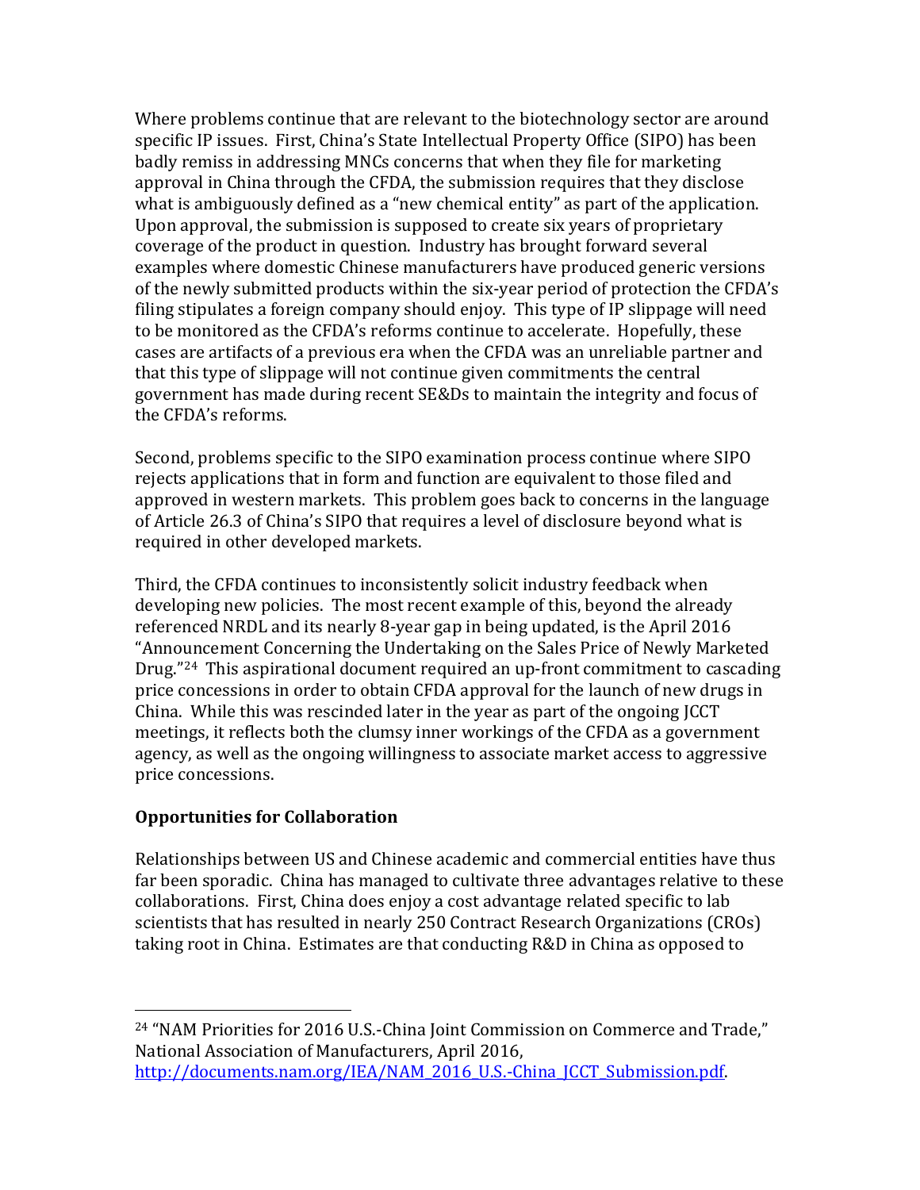Where problems continue that are relevant to the biotechnology sector are around specific IP issues. First, China's State Intellectual Property Office (SIPO) has been badly remiss in addressing MNCs concerns that when they file for marketing approval in China through the CFDA, the submission requires that they disclose what is ambiguously defined as a "new chemical entity" as part of the application. Upon approval, the submission is supposed to create six years of proprietary coverage of the product in question. Industry has brought forward several examples where domestic Chinese manufacturers have produced generic versions of the newly submitted products within the six-year period of protection the CFDA's filing stipulates a foreign company should enjoy. This type of IP slippage will need to be monitored as the CFDA's reforms continue to accelerate. Hopefully, these cases are artifacts of a previous era when the CFDA was an unreliable partner and that this type of slippage will not continue given commitments the central government has made during recent SE&Ds to maintain the integrity and focus of the CFDA's reforms.

Second, problems specific to the SIPO examination process continue where SIPO rejects applications that in form and function are equivalent to those filed and approved in western markets. This problem goes back to concerns in the language of Article 26.3 of China's SIPO that requires a level of disclosure beyond what is required in other developed markets.

Third, the CFDA continues to inconsistently solicit industry feedback when developing new policies. The most recent example of this, beyond the already referenced NRDL and its nearly 8-year gap in being updated, is the April 2016 "Announcement Concerning the Undertaking on the Sales Price of Newly Marketed Drug."[24] This aspirational document required an up-front commitment to cascading price concessions in order to obtain CFDA approval for the launch of new drugs in China. While this was rescinded later in the year as part of the ongoing JCCT meetings, it reflects both the clumsy inner workings of the CFDA as a government agency, as well as the ongoing willingness to associate market access to aggressive price concessions.

## Opportunities for Collaboration

Relationships between US and Chinese academic and commercial entities have thus far been sporadic. China has managed to cultivate three advantages relative to these collaborations. First, China does enjoy a cost advantage related specific to lab scientists that has resulted in nearly 250 Contract Research Organizations (CROs) taking root in China. Estimates are that conducting R&D in China as opposed to

---

[24] "NAM Priorities for 2016 U.S.-China Joint Commission on Commerce and Trade," National Association of Manufacturers, April 2016, http://documents.nam.org/IEA/NAM_2016_U.S.-China_JCCT_Submission.pdf.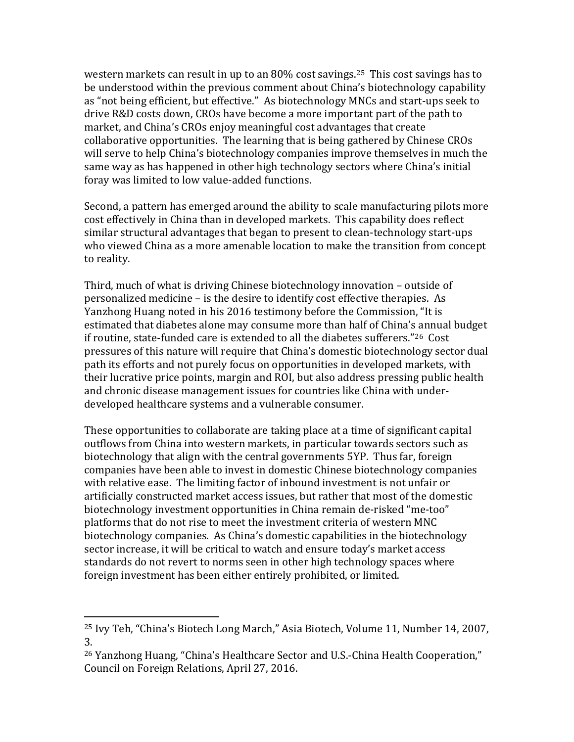western markets can result in up to an 80% cost savings.[25] This cost savings has to be understood within the previous comment about China's biotechnology capability as "not being efficient, but effective." As biotechnology MNCs and start-ups seek to drive R&D costs down, CROs have become a more important part of the path to market, and China's CROs enjoy meaningful cost advantages that create collaborative opportunities. The learning that is being gathered by Chinese CROs will serve to help China's biotechnology companies improve themselves in much the same way as has happened in other high technology sectors where China's initial foray was limited to low value-added functions.

Second, a pattern has emerged around the ability to scale manufacturing pilots more cost effectively in China than in developed markets. This capability does reflect similar structural advantages that began to present to clean-technology start-ups who viewed China as a more amenable location to make the transition from concept to reality.

Third, much of what is driving Chinese biotechnology innovation – outside of personalized medicine – is the desire to identify cost effective therapies. As Yanzhong Huang noted in his 2016 testimony before the Commission, "It is estimated that diabetes alone may consume more than half of China's annual budget if routine, state-funded care is extended to all the diabetes sufferers."[26] Cost pressures of this nature will require that China's domestic biotechnology sector dual path its efforts and not purely focus on opportunities in developed markets, with their lucrative price points, margin and ROI, but also address pressing public health and chronic disease management issues for countries like China with under-developed healthcare systems and a vulnerable consumer.

These opportunities to collaborate are taking place at a time of significant capital outflows from China into western markets, in particular towards sectors such as biotechnology that align with the central governments 5YP. Thus far, foreign companies have been able to invest in domestic Chinese biotechnology companies with relative ease. The limiting factor of inbound investment is not unfair or artificially constructed market access issues, but rather that most of the domestic biotechnology investment opportunities in China remain de-risked "me-too" platforms that do not rise to meet the investment criteria of western MNC biotechnology companies. As China's domestic capabilities in the biotechnology sector increase, it will be critical to watch and ensure today's market access standards do not revert to norms seen in other high technology spaces where foreign investment has been either entirely prohibited, or limited.

---

[25] Ivy Teh, "China's Biotech Long March," Asia Biotech, Volume 11, Number 14, 2007, 3.

[26] Yanzhong Huang, "China's Healthcare Sector and U.S.-China Health Cooperation," Council on Foreign Relations, April 27, 2016.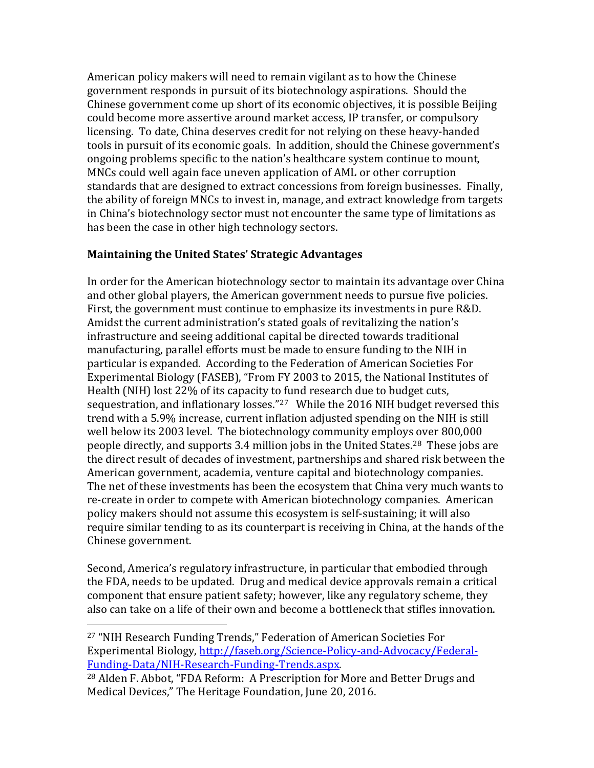American policy makers will need to remain vigilant as to how the Chinese government responds in pursuit of its biotechnology aspirations. Should the Chinese government come up short of its economic objectives, it is possible Beijing could become more assertive around market access, IP transfer, or compulsory licensing. To date, China deserves credit for not relying on these heavy-handed tools in pursuit of its economic goals. In addition, should the Chinese government's ongoing problems specific to the nation's healthcare system continue to mount, MNCs could well again face uneven application of AML or other corruption standards that are designed to extract concessions from foreign businesses. Finally, the ability of foreign MNCs to invest in, manage, and extract knowledge from targets in China's biotechnology sector must not encounter the same type of limitations as has been the case in other high technology sectors.

**Maintaining the United States' Strategic Advantages**

In order for the American biotechnology sector to maintain its advantage over China and other global players, the American government needs to pursue five policies. First, the government must continue to emphasize its investments in pure R&D. Amidst the current administration's stated goals of revitalizing the nation's infrastructure and seeing additional capital be directed towards traditional manufacturing, parallel efforts must be made to ensure funding to the NIH in particular is expanded. According to the Federation of American Societies For Experimental Biology (FASEB), "From FY 2003 to 2015, the National Institutes of Health (NIH) lost 22% of its capacity to fund research due to budget cuts, sequestration, and inflationary losses."[27] While the 2016 NIH budget reversed this trend with a 5.9% increase, current inflation adjusted spending on the NIH is still well below its 2003 level. The biotechnology community employs over 800,000 people directly, and supports 3.4 million jobs in the United States.[28] These jobs are the direct result of decades of investment, partnerships and shared risk between the American government, academia, venture capital and biotechnology companies. The net of these investments has been the ecosystem that China very much wants to re-create in order to compete with American biotechnology companies. American policy makers should not assume this ecosystem is self-sustaining; it will also require similar tending to as its counterpart is receiving in China, at the hands of the Chinese government.

Second, America's regulatory infrastructure, in particular that embodied through the FDA, needs to be updated. Drug and medical device approvals remain a critical component that ensure patient safety; however, like any regulatory scheme, they also can take on a life of their own and become a bottleneck that stifles innovation.

---

[27] "NIH Research Funding Trends," Federation of American Societies For Experimental Biology, http://faseb.org/Science-Policy-and-Advocacy/Federal-Funding-Data/NIH-Research-Funding-Trends.aspx.

[28] Alden F. Abbot, "FDA Reform: A Prescription for More and Better Drugs and Medical Devices," The Heritage Foundation, June 20, 2016.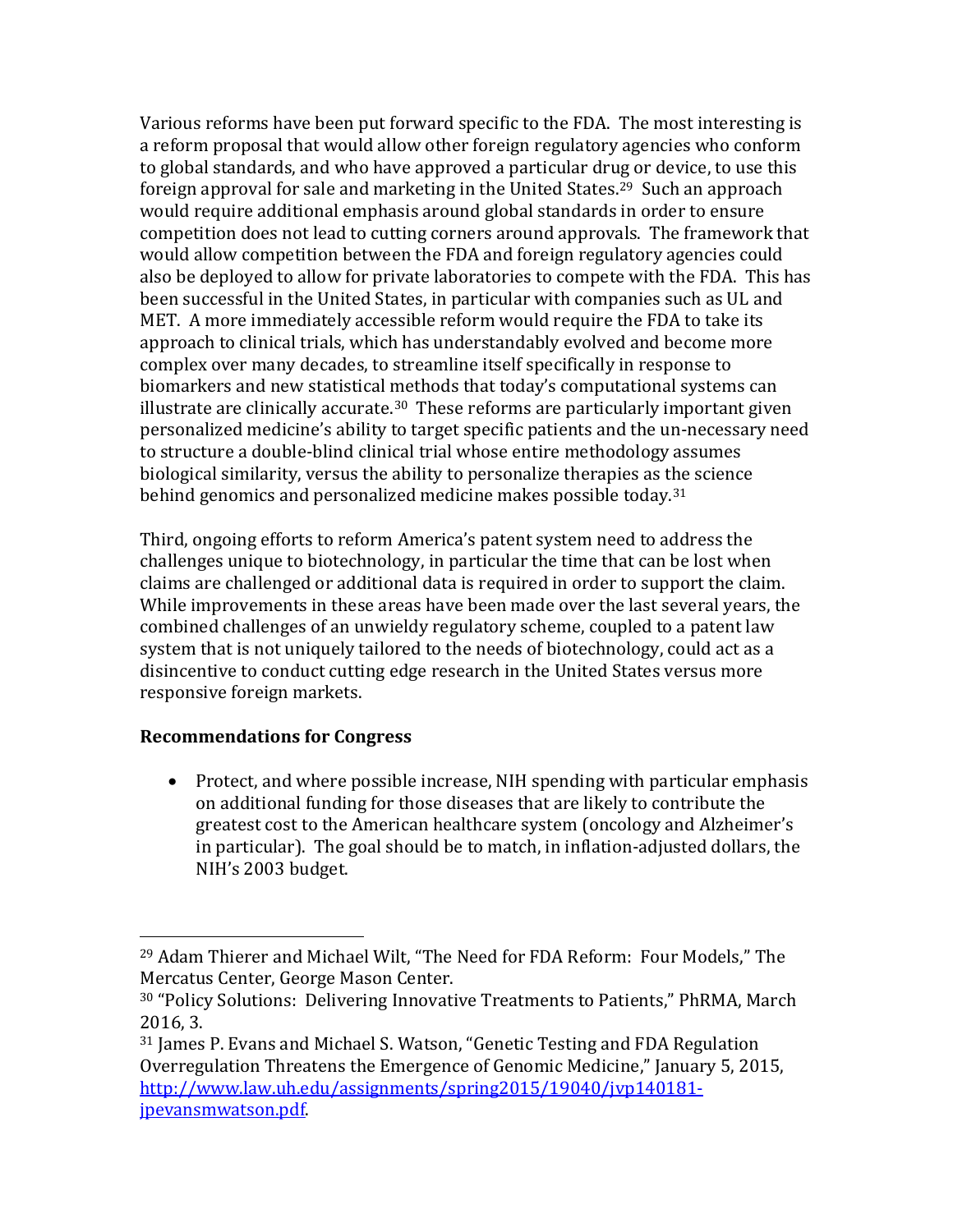Various reforms have been put forward specific to the FDA. The most interesting is a reform proposal that would allow other foreign regulatory agencies who conform to global standards, and who have approved a particular drug or device, to use this foreign approval for sale and marketing in the United States.[29] Such an approach would require additional emphasis around global standards in order to ensure competition does not lead to cutting corners around approvals. The framework that would allow competition between the FDA and foreign regulatory agencies could also be deployed to allow for private laboratories to compete with the FDA. This has been successful in the United States, in particular with companies such as UL and MET. A more immediately accessible reform would require the FDA to take its approach to clinical trials, which has understandably evolved and become more complex over many decades, to streamline itself specifically in response to biomarkers and new statistical methods that today's computational systems can illustrate are clinically accurate.[30] These reforms are particularly important given personalized medicine's ability to target specific patients and the un-necessary need to structure a double-blind clinical trial whose entire methodology assumes biological similarity, versus the ability to personalize therapies as the science behind genomics and personalized medicine makes possible today.[31]

Third, ongoing efforts to reform America's patent system need to address the challenges unique to biotechnology, in particular the time that can be lost when claims are challenged or additional data is required in order to support the claim. While improvements in these areas have been made over the last several years, the combined challenges of an unwieldy regulatory scheme, coupled to a patent law system that is not uniquely tailored to the needs of biotechnology, could act as a disincentive to conduct cutting edge research in the United States versus more responsive foreign markets.

**Recommendations for Congress**

- Protect, and where possible increase, NIH spending with particular emphasis on additional funding for those diseases that are likely to contribute the greatest cost to the American healthcare system (oncology and Alzheimer's in particular). The goal should be to match, in inflation-adjusted dollars, the NIH's 2003 budget.

---

[29] Adam Thierer and Michael Wilt, "The Need for FDA Reform: Four Models," The Mercatus Center, George Mason Center.

[30] "Policy Solutions: Delivering Innovative Treatments to Patients," PhRMA, March 2016, 3.

[31] James P. Evans and Michael S. Watson, "Genetic Testing and FDA Regulation Overregulation Threatens the Emergence of Genomic Medicine," January 5, 2015, [http://www.law.uh.edu/assignments/spring2015/19040/jvp140181-jpevansmwatson.pdf](http://www.law.uh.edu/assignments/spring2015/19040/jvp140181-jpevansmwatson.pdf).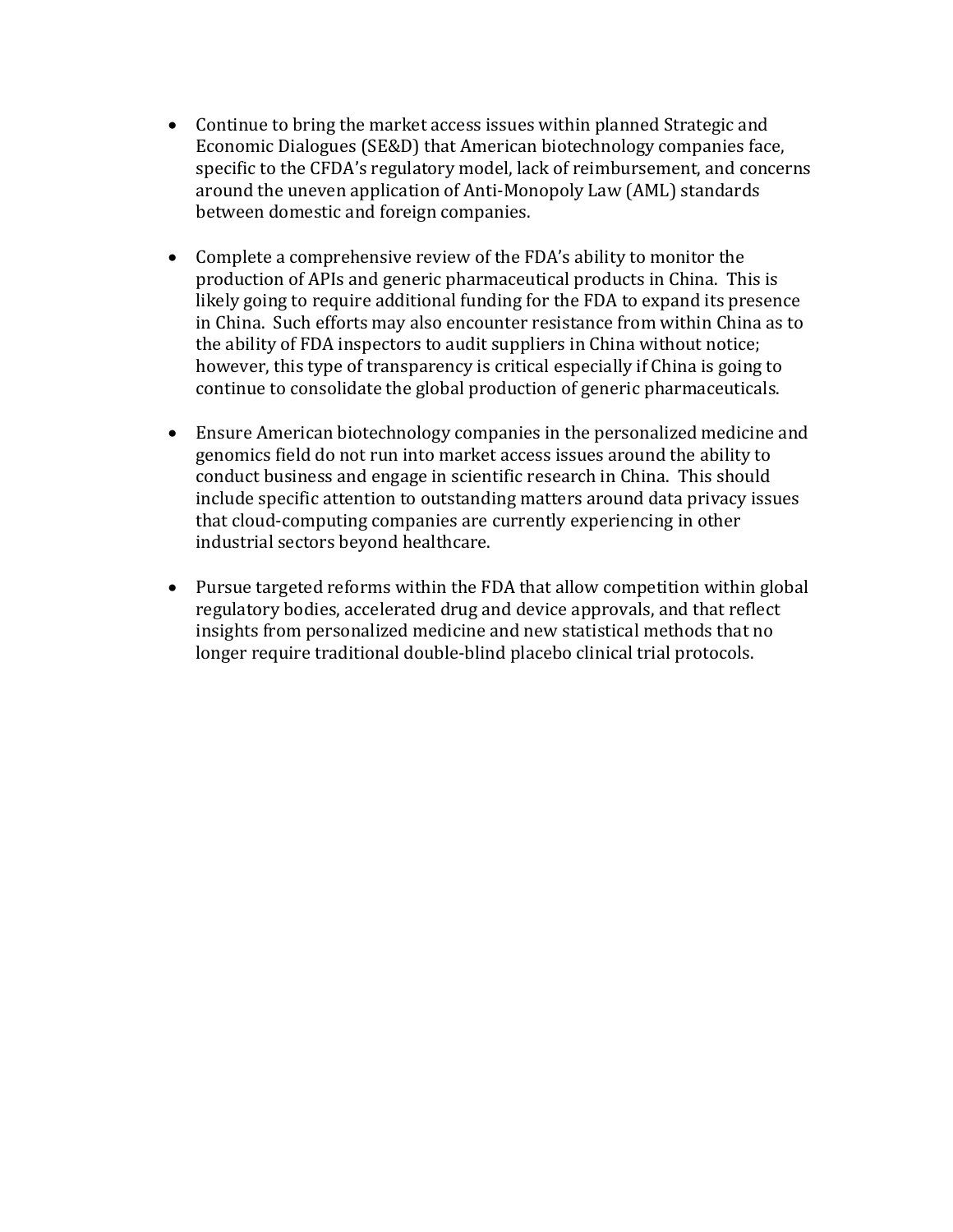- Continue to bring the market access issues within planned Strategic and Economic Dialogues (SE&D) that American biotechnology companies face, specific to the CFDA's regulatory model, lack of reimbursement, and concerns around the uneven application of Anti-Monopoly Law (AML) standards between domestic and foreign companies.

- Complete a comprehensive review of the FDA's ability to monitor the production of APIs and generic pharmaceutical products in China. This is likely going to require additional funding for the FDA to expand its presence in China. Such efforts may also encounter resistance from within China as to the ability of FDA inspectors to audit suppliers in China without notice; however, this type of transparency is critical especially if China is going to continue to consolidate the global production of generic pharmaceuticals.

- Ensure American biotechnology companies in the personalized medicine and genomics field do not run into market access issues around the ability to conduct business and engage in scientific research in China. This should include specific attention to outstanding matters around data privacy issues that cloud-computing companies are currently experiencing in other industrial sectors beyond healthcare.

- Pursue targeted reforms within the FDA that allow competition within global regulatory bodies, accelerated drug and device approvals, and that reflect insights from personalized medicine and new statistical methods that no longer require traditional double-blind placebo clinical trial protocols.